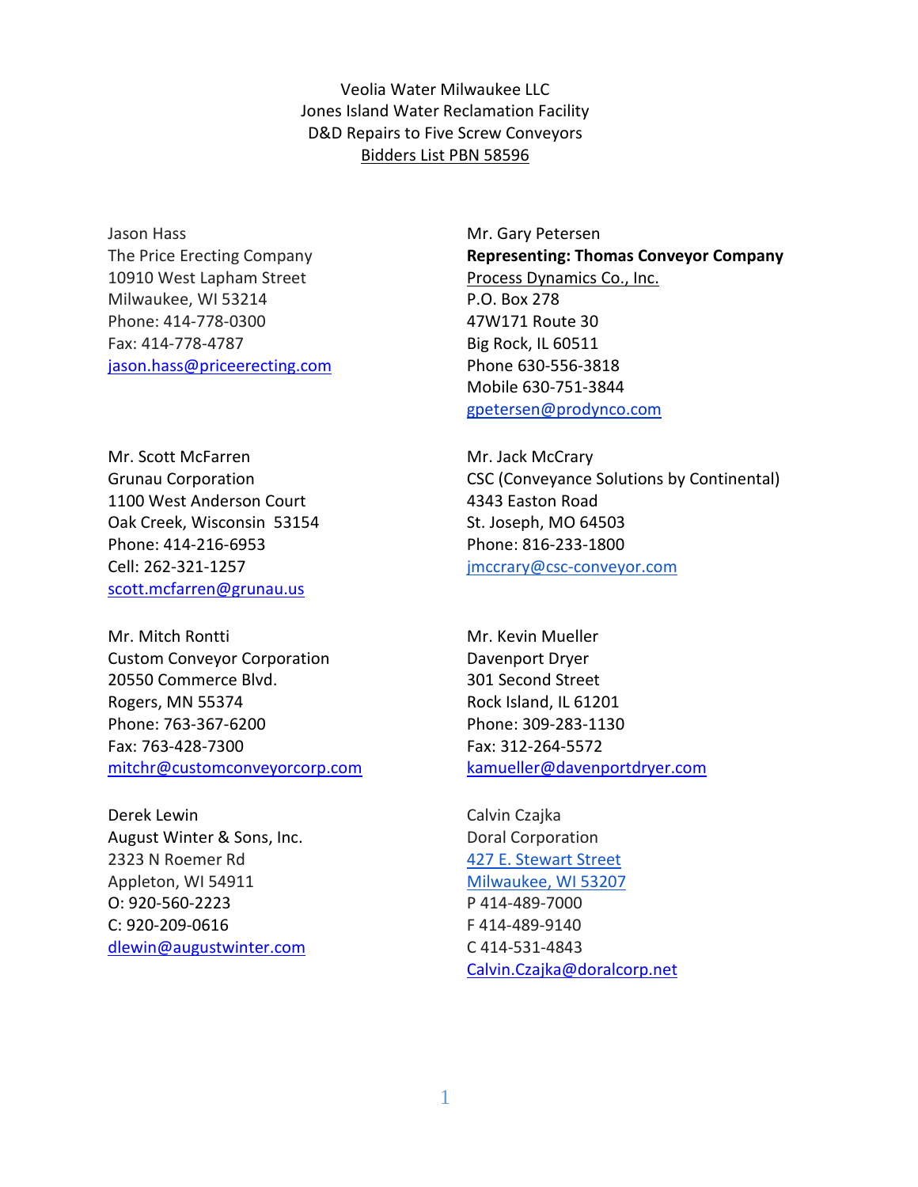Veolia Water Milwaukee LLC
Jones Island Water Reclamation Facility
D&D Repairs to Five Screw Conveyors
Bidders List PBN 58596

Jason Hass
The Price Erecting Company
10910 West Lapham Street
Milwaukee, WI 53214
Phone: 414-778-0300
Fax: 414-778-4787
jason.hass@priceerecting.com

Mr. Gary Petersen
**Representing: Thomas Conveyor Company**
Process Dynamics Co., Inc.
P.O. Box 278
47W171 Route 30
Big Rock, IL 60511
Phone 630-556-3818
Mobile 630-751-3844
gpetersen@prodynco.com

Mr. Scott McFarren
Grunau Corporation
1100 West Anderson Court
Oak Creek, Wisconsin 53154
Phone: 414-216-6953
Cell: 262-321-1257
scott.mcfarren@grunau.us

Mr. Jack McCrary
CSC (Conveyance Solutions by Continental)
4343 Easton Road
St. Joseph, MO 64503
Phone: 816-233-1800
jmccrary@csc-conveyor.com

Mr. Mitch Rontti
Custom Conveyor Corporation
20550 Commerce Blvd.
Rogers, MN 55374
Phone: 763-367-6200
Fax: 763-428-7300
mitchr@customconveyorcorp.com

Mr. Kevin Mueller
Davenport Dryer
301 Second Street
Rock Island, IL 61201
Phone: 309-283-1130
Fax: 312-264-5572
kamueller@davenportdryer.com

Derek Lewin
August Winter & Sons, Inc.
2323 N Roemer Rd
Appleton, WI 54911
O: 920-560-2223
C: 920-209-0616
dlewin@augustwinter.com

Calvin Czajka
Doral Corporation
427 E. Stewart Street
Milwaukee, WI 53207
P 414-489-7000
F 414-489-9140
C 414-531-4843
Calvin.Czajka@doralcorp.net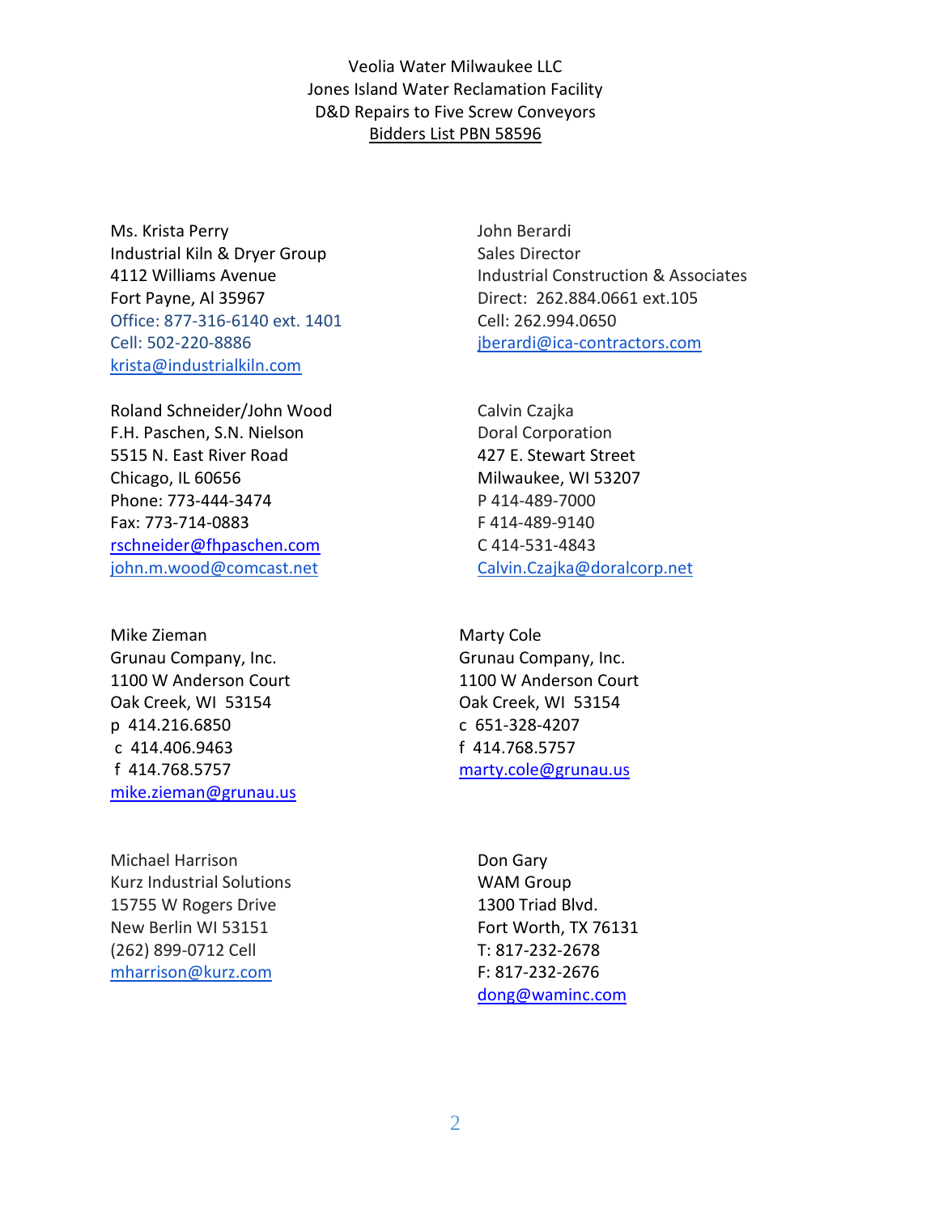Veolia Water Milwaukee LLC
Jones Island Water Reclamation Facility
D&D Repairs to Five Screw Conveyors
Bidders List PBN 58596

Ms. Krista Perry
Industrial Kiln & Dryer Group
4112 Williams Avenue
Fort Payne, Al 35967
Office: 877-316-6140 ext. 1401
Cell: 502-220-8886
krista@industrialkiln.com

John Berardi
Sales Director
Industrial Construction & Associates
Direct: 262.884.0661 ext.105
Cell: 262.994.0650
jberardi@ica-contractors.com

Roland Schneider/John Wood
F.H. Paschen, S.N. Nielson
5515 N. East River Road
Chicago, IL 60656
Phone: 773-444-3474
Fax: 773-714-0883
rschneider@fhpaschen.com
john.m.wood@comcast.net

Calvin Czajka
Doral Corporation
427 E. Stewart Street
Milwaukee, WI 53207
P 414-489-7000
F 414-489-9140
C 414-531-4843
Calvin.Czajka@doralcorp.net

Mike Zieman
Grunau Company, Inc.
1100 W Anderson Court
Oak Creek, WI 53154
p 414.216.6850
c 414.406.9463
f 414.768.5757
mike.zieman@grunau.us

Marty Cole
Grunau Company, Inc.
1100 W Anderson Court
Oak Creek, WI 53154
c 651-328-4207
f 414.768.5757
marty.cole@grunau.us

Michael Harrison
Kurz Industrial Solutions
15755 W Rogers Drive
New Berlin WI 53151
(262) 899-0712 Cell
mharrison@kurz.com

Don Gary
WAM Group
1300 Triad Blvd.
Fort Worth, TX 76131
T: 817-232-2678
F: 817-232-2676
dong@waminc.com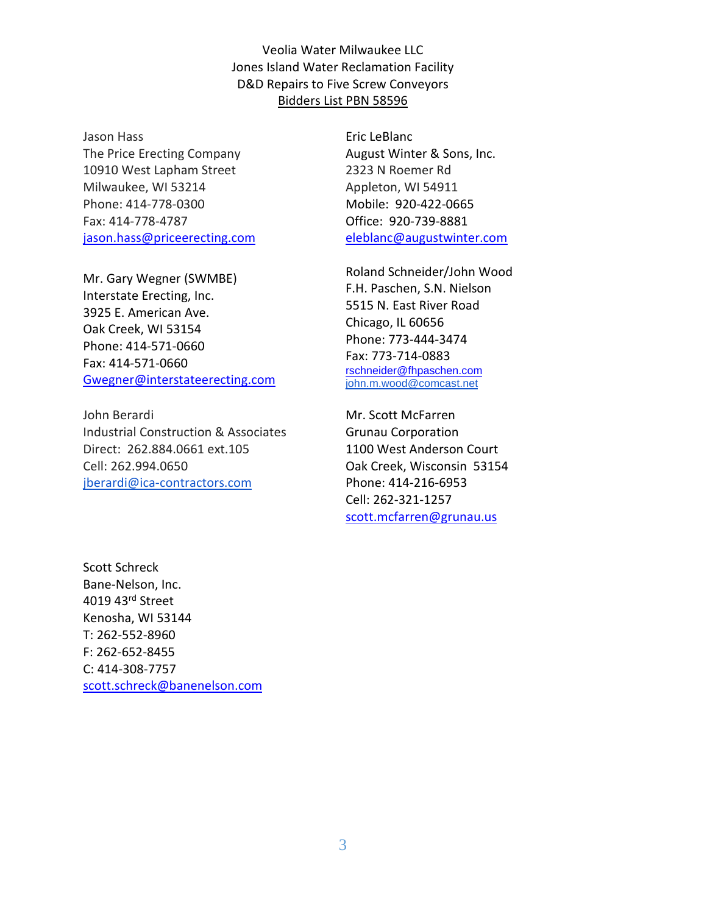Veolia Water Milwaukee LLC
Jones Island Water Reclamation Facility
D&D Repairs to Five Screw Conveyors
Bidders List PBN 58596

Jason Hass
The Price Erecting Company
10910 West Lapham Street
Milwaukee, WI 53214
Phone: 414-778-0300
Fax: 414-778-4787
jason.hass@priceerecting.com

Mr. Gary Wegner (SWMBE)
Interstate Erecting, Inc.
3925 E. American Ave.
Oak Creek, WI 53154
Phone: 414-571-0660
Fax: 414-571-0660
Gwegner@interstateerecting.com

John Berardi
Industrial Construction & Associates
Direct: 262.884.0661 ext.105
Cell: 262.994.0650
jberardi@ica-contractors.com

Eric LeBlanc
August Winter & Sons, Inc.
2323 N Roemer Rd
Appleton, WI 54911
Mobile: 920-422-0665
Office: 920-739-8881
eleblanc@augustwinter.com

Roland Schneider/John Wood
F.H. Paschen, S.N. Nielson
5515 N. East River Road
Chicago, IL 60656
Phone: 773-444-3474
Fax: 773-714-0883
rschneider@fhpaschen.com
john.m.wood@comcast.net

Mr. Scott McFarren
Grunau Corporation
1100 West Anderson Court
Oak Creek, Wisconsin 53154
Phone: 414-216-6953
Cell: 262-321-1257
scott.mcfarren@grunau.us

Scott Schreck
Bane-Nelson, Inc.
4019 43rd Street
Kenosha, WI 53144
T: 262-552-8960
F: 262-652-8455
C: 414-308-7757
scott.schreck@banenelson.com